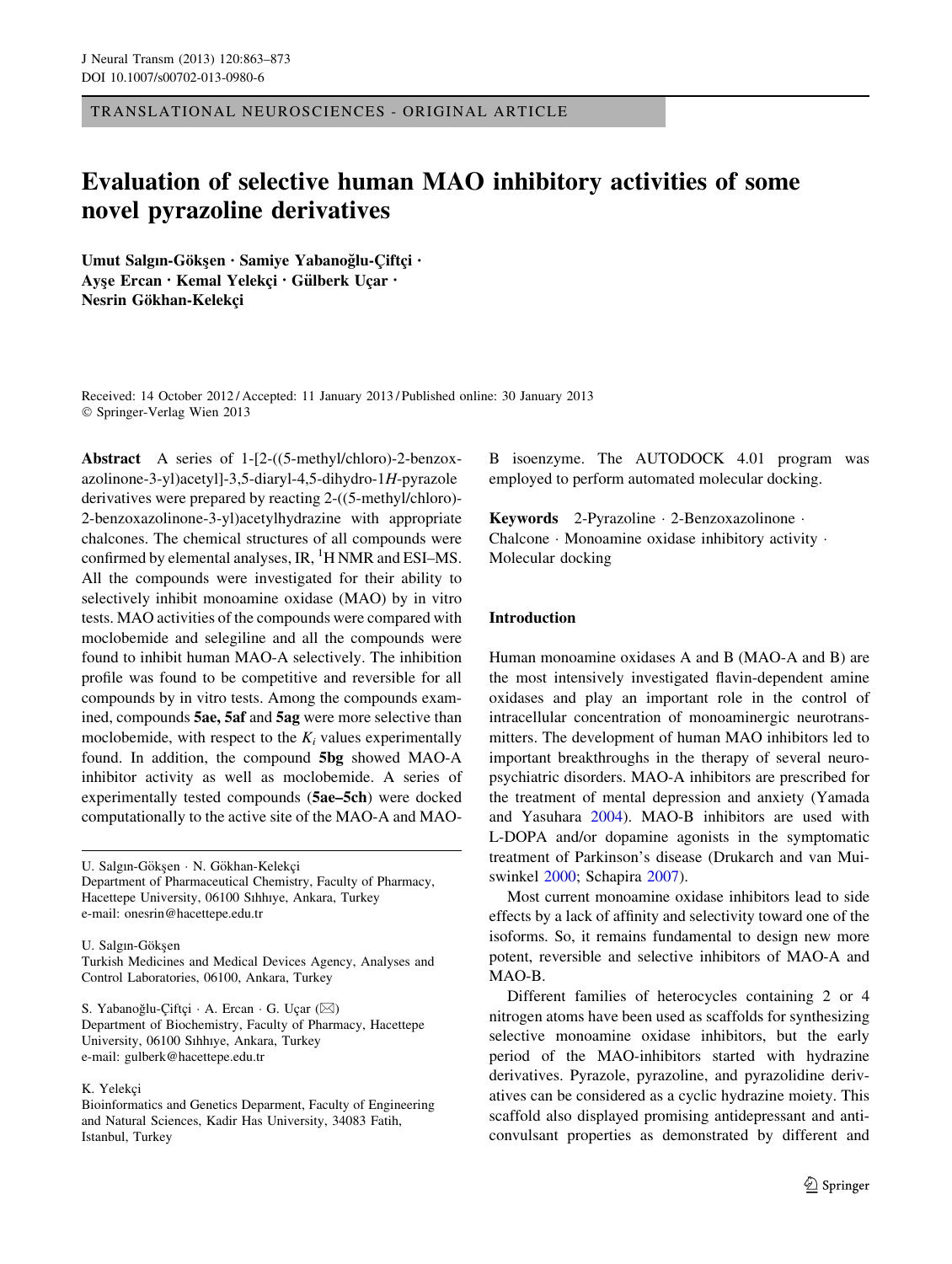TRANSLATIONAL NEUROSCIENCES - ORIGINAL ARTICLE

# Evaluation of selective human MAO inhibitory activities of some novel pyrazoline derivatives

**Umut Salgın-Gökşen · Samiye Yabanoğlu-Çiftçi · Ayşe Ercan · Kemal Yelekçi · Gülberk Uçar · Nesrin Gökhan-Kelekçi**

Received: 14 October 2012 / Accepted: 11 January 2013 / Published online: 30 January 2013
© Springer-Verlag Wien 2013

**Abstract** A series of 1-[2-((5-methyl/chloro)-2-benzoxazolinone-3-yl)acetyl]-3,5-diaryl-4,5-dihydro-1*H*-pyrazole derivatives were prepared by reacting 2-((5-methyl/chloro)-2-benzoxazolinone-3-yl)acetylhydrazine with appropriate chalcones. The chemical structures of all compounds were confirmed by elemental analyses, IR, $^1$H NMR and ESI–MS. All the compounds were investigated for their ability to selectively inhibit monoamine oxidase (MAO) by in vitro tests. MAO activities of the compounds were compared with moclobemide and selegiline and all the compounds were found to inhibit human MAO-A selectively. The inhibition profile was found to be competitive and reversible for all compounds by in vitro tests. Among the compounds examined, compounds **5ae, 5af** and **5ag** were more selective than moclobemide, with respect to the $K_i$ values experimentally found. In addition, the compound **5bg** showed MAO-A inhibitor activity as well as moclobemide. A series of experimentally tested compounds (**5ae–5ch**) were docked computationally to the active site of the MAO-A and MAO-B isoenzyme. The AUTODOCK 4.01 program was employed to perform automated molecular docking.

**Keywords** 2-Pyrazoline · 2-Benzoxazolinone · Chalcone · Monoamine oxidase inhibitory activity · Molecular docking

U. Salgın-Gökşen · N. Gökhan-Kelekçi
Department of Pharmaceutical Chemistry, Faculty of Pharmacy, Hacettepe University, 06100 Sıhhıye, Ankara, Turkey
e-mail: onesrin@hacettepe.edu.tr

U. Salgın-Gökşen
Turkish Medicines and Medical Devices Agency, Analyses and Control Laboratories, 06100, Ankara, Turkey

S. Yabanoğlu-Çiftçi · A. Ercan · G. Uçar (✉)
Department of Biochemistry, Faculty of Pharmacy, Hacettepe University, 06100 Sıhhıye, Ankara, Turkey
e-mail: gulberk@hacettepe.edu.tr

K. Yelekçi
Bioinformatics and Genetics Deparment, Faculty of Engineering and Natural Sciences, Kadir Has University, 34083 Fatih, Istanbul, Turkey

## Introduction

Human monoamine oxidases A and B (MAO-A and B) are the most intensively investigated flavin-dependent amine oxidases and play an important role in the control of intracellular concentration of monoaminergic neurotransmitters. The development of human MAO inhibitors led to important breakthroughs in the therapy of several neuropsychiatric disorders. MAO-A inhibitors are prescribed for the treatment of mental depression and anxiety (Yamada and Yasuhara 2004). MAO-B inhibitors are used with L-DOPA and/or dopamine agonists in the symptomatic treatment of Parkinson's disease (Drukarch and van Muiswinkel 2000; Schapira 2007).

Most current monoamine oxidase inhibitors lead to side effects by a lack of affinity and selectivity toward one of the isoforms. So, it remains fundamental to design new more potent, reversible and selective inhibitors of MAO-A and MAO-B.

Different families of heterocycles containing 2 or 4 nitrogen atoms have been used as scaffolds for synthesizing selective monoamine oxidase inhibitors, but the early period of the MAO-inhibitors started with hydrazine derivatives. Pyrazole, pyrazoline, and pyrazolidine derivatives can be considered as a cyclic hydrazine moiety. This scaffold also displayed promising antidepressant and anticonvulsant properties as demonstrated by different and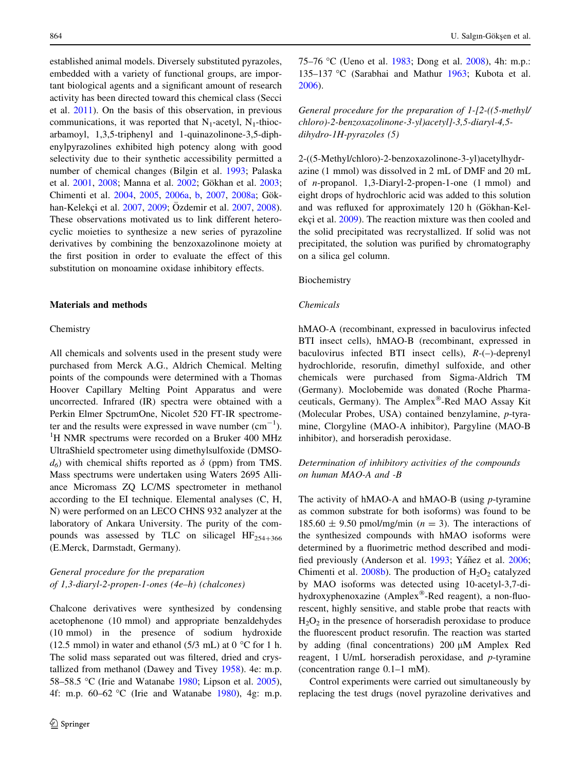established animal models. Diversely substituted pyrazoles, embedded with a variety of functional groups, are important biological agents and a significant amount of research activity has been directed toward this chemical class (Secci et al. 2011). On the basis of this observation, in previous communications, it was reported that $N_1$-acetyl, $N_1$-thiocarbamoyl, 1,3,5-triphenyl and 1-quinazolinone-3,5-diphenylpyrazolines exhibited high potency along with good selectivity due to their synthetic accessibility permitted a number of chemical changes (Bilgin et al. 1993; Palaska et al. 2001, 2008; Manna et al. 2002; Gökhan et al. 2003; Chimenti et al. 2004, 2005, 2006a, b, 2007, 2008a; Gökhan-Kelekçi et al. 2007, 2009; Özdemir et al. 2007, 2008). These observations motivated us to link different heterocyclic moieties to synthesize a new series of pyrazoline derivatives by combining the benzoxazolinone moiety at the first position in order to evaluate the effect of this substitution on monoamine oxidase inhibitory effects.

## Materials and methods

### Chemistry

All chemicals and solvents used in the present study were purchased from Merck A.G., Aldrich Chemical. Melting points of the compounds were determined with a Thomas Hoover Capillary Melting Point Apparatus and were uncorrected. Infrared (IR) spectra were obtained with a Perkin Elmer SpctrumOne, Nicolet 520 FT-IR spectrometer and the results were expressed in wave number ($cm^{-1}$). $^1H$ NMR spectrums were recorded on a Bruker 400 MHz UltraShield spectrometer using dimethylsulfoxide (DMSO-$d_6$) with chemical shifts reported as $\delta$ (ppm) from TMS. Mass spectrums were undertaken using Waters 2695 Alliance Micromass ZQ LC/MS spectrometer in methanol according to the EI technique. Elemental analyses (C, H, N) were performed on an LECO CHNS 932 analyzer at the laboratory of Ankara University. The purity of the compounds was assessed by TLC on silicagel $HF_{254+366}$ (E.Merck, Darmstadt, Germany).

#### *General procedure for the preparation of 1,3-diaryl-2-propen-1-ones (4e–h) (chalcones)*

Chalcone derivatives were synthesized by condensing acetophenone (10 mmol) and appropriate benzaldehydes (10 mmol) in the presence of sodium hydroxide (12.5 mmol) in water and ethanol (5/3 mL) at 0 °C for 1 h. The solid mass separated out was filtered, dried and crystallized from methanol (Dawey and Tivey 1958). 4e: m.p. 58–58.5 °C (Irie and Watanabe 1980; Lipson et al. 2005), 4f: m.p. 60–62 °C (Irie and Watanabe 1980), 4g: m.p. 75–76 °C (Ueno et al. 1983; Dong et al. 2008), 4h: m.p.: 135–137 °C (Sarabhai and Mathur 1963; Kubota et al. 2006).

#### *General procedure for the preparation of 1-[2-((5-methyl/chloro)-2-benzoxazolinone-3-yl)acetyl]-3,5-diaryl-4,5-dihydro-1H-pyrazoles (5)*

2-((5-Methyl/chloro)-2-benzoxazolinone-3-yl)acetylhydrazine (1 mmol) was dissolved in 2 mL of DMF and 20 mL of *n*-propanol. 1,3-Diaryl-2-propen-1-one (1 mmol) and eight drops of hydrochloric acid was added to this solution and was refluxed for approximately 120 h (Gökhan-Kelekçi et al. 2009). The reaction mixture was then cooled and the solid precipitated was recrystallized. If solid was not precipitated, the solution was purified by chromatography on a silica gel column.

### Biochemistry

#### *Chemicals*

hMAO-A (recombinant, expressed in baculovirus infected BTI insect cells), hMAO-B (recombinant, expressed in baculovirus infected BTI insect cells), *R*-(–)-deprenyl hydrochloride, resorufin, dimethyl sulfoxide, and other chemicals were purchased from Sigma-Aldrich TM (Germany). Moclobemide was donated (Roche Pharmaceuticals, Germany). The Amplex®-Red MAO Assay Kit (Molecular Probes, USA) contained benzylamine, *p*-tyramine, Clorgyline (MAO-A inhibitor), Pargyline (MAO-B inhibitor), and horseradish peroxidase.

#### *Determination of inhibitory activities of the compounds on human MAO-A and -B*

The activity of hMAO-A and hMAO-B (using *p*-tyramine as common substrate for both isoforms) was found to be 185.60 ± 9.50 pmol/mg/min ($n = 3$). The interactions of the synthesized compounds with hMAO isoforms were determined by a fluorimetric method described and modified previously (Anderson et al. 1993; Yáñez et al. 2006; Chimenti et al. 2008b). The production of $H_2O_2$ catalyzed by MAO isoforms was detected using 10-acetyl-3,7-dihydroxyphenoxazine (Amplex®-Red reagent), a non-fluorescent, highly sensitive, and stable probe that reacts with $H_2O_2$ in the presence of horseradish peroxidase to produce the fluorescent product resorufin. The reaction was started by adding (final concentrations) 200 μM Amplex Red reagent, 1 U/mL horseradish peroxidase, and *p*-tyramine (concentration range 0.1–1 mM).

Control experiments were carried out simultaneously by replacing the test drugs (novel pyrazoline derivatives and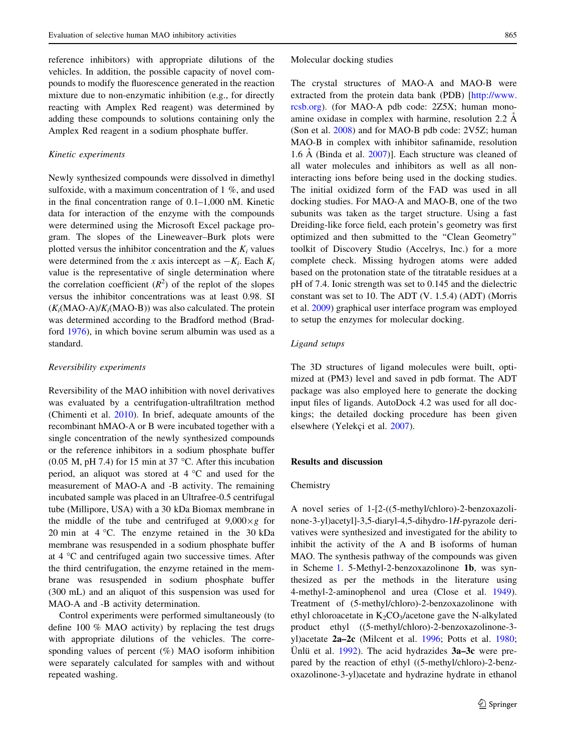reference inhibitors) with appropriate dilutions of the vehicles. In addition, the possible capacity of novel compounds to modify the fluorescence generated in the reaction mixture due to non-enzymatic inhibition (e.g., for directly reacting with Amplex Red reagent) was determined by adding these compounds to solutions containing only the Amplex Red reagent in a sodium phosphate buffer.

### *Kinetic experiments*

Newly synthesized compounds were dissolved in dimethyl sulfoxide, with a maximum concentration of 1 %, and used in the final concentration range of 0.1–1,000 nM. Kinetic data for interaction of the enzyme with the compounds were determined using the Microsoft Excel package program. The slopes of the Lineweaver–Burk plots were plotted versus the inhibitor concentration and the $K_i$ values were determined from the x axis intercept as $-K_i$. Each $K_i$ value is the representative of single determination where the correlation coefficient ($R^2$) of the replot of the slopes versus the inhibitor concentrations was at least 0.98. SI ($K_i$(MAO-A)/$K_i$(MAO-B)) was also calculated. The protein was determined according to the Bradford method (Bradford 1976), in which bovine serum albumin was used as a standard.

### *Reversibility experiments*

Reversibility of the MAO inhibition with novel derivatives was evaluated by a centrifugation-ultrafiltration method (Chimenti et al. 2010). In brief, adequate amounts of the recombinant hMAO-A or B were incubated together with a single concentration of the newly synthesized compounds or the reference inhibitors in a sodium phosphate buffer (0.05 M, pH 7.4) for 15 min at 37 °C. After this incubation period, an aliquot was stored at 4 °C and used for the measurement of MAO-A and -B activity. The remaining incubated sample was placed in an Ultrafree-0.5 centrifugal tube (Millipore, USA) with a 30 kDa Biomax membrane in the middle of the tube and centrifuged at 9,000×*g* for 20 min at 4 °C. The enzyme retained in the 30 kDa membrane was resuspended in a sodium phosphate buffer at 4 °C and centrifuged again two successive times. After the third centrifugation, the enzyme retained in the membrane was resuspended in sodium phosphate buffer (300 mL) and an aliquot of this suspension was used for MAO-A and -B activity determination.

Control experiments were performed simultaneously (to define 100 % MAO activity) by replacing the test drugs with appropriate dilutions of the vehicles. The corresponding values of percent (%) MAO isoform inhibition were separately calculated for samples with and without repeated washing.

### Molecular docking studies

The crystal structures of MAO-A and MAO-B were extracted from the protein data bank (PDB) [http://www.rcsb.org). (for MAO-A pdb code: 2Z5X; human monoamine oxidase in complex with harmine, resolution 2.2 Å (Son et al. 2008) and for MAO-B pdb code: 2V5Z; human MAO-B in complex with inhibitor safinamide, resolution 1.6 Å (Binda et al. 2007)]. Each structure was cleaned of all water molecules and inhibitors as well as all non-interacting ions before being used in the docking studies. The initial oxidized form of the FAD was used in all docking studies. For MAO-A and MAO-B, one of the two subunits was taken as the target structure. Using a fast Dreiding-like force field, each protein's geometry was first optimized and then submitted to the "Clean Geometry" toolkit of Discovery Studio (Accelrys, Inc.) for a more complete check. Missing hydrogen atoms were added based on the protonation state of the titratable residues at a pH of 7.4. Ionic strength was set to 0.145 and the dielectric constant was set to 10. The ADT (V. 1.5.4) (ADT) (Morris et al. 2009) graphical user interface program was employed to setup the enzymes for molecular docking.

### *Ligand setups*

The 3D structures of ligand molecules were built, optimized at (PM3) level and saved in pdb format. The ADT package was also employed here to generate the docking input files of ligands. AutoDock 4.2 was used for all dockings; the detailed docking procedure has been given elsewhere (Yelekçi et al. 2007).

## Results and discussion

### Chemistry

A novel series of 1-[2-((5-methyl/chloro)-2-benzoxazolinone-3-yl)acetyl]-3,5-diaryl-4,5-dihydro-1*H*-pyrazole derivatives were synthesized and investigated for the ability to inhibit the activity of the A and B isoforms of human MAO. The synthesis pathway of the compounds was given in Scheme 1. 5-Methyl-2-benzoxazolinone **1b**, was synthesized as per the methods in the literature using 4-methyl-2-aminophenol and urea (Close et al. 1949). Treatment of (5-methyl/chloro)-2-benzoxazolinone with ethyl chloroacetate in $K_2CO_3$/acetone gave the N-alkylated product ethyl ((5-methyl/chloro)-2-benzoxazolinone-3-yl)acetate **2a–2c** (Milcent et al. 1996; Potts et al. 1980; Ünlü et al. 1992). The acid hydrazides **3a–3c** were prepared by the reaction of ethyl ((5-methyl/chloro)-2-benzoxazolinone-3-yl)acetate and hydrazine hydrate in ethanol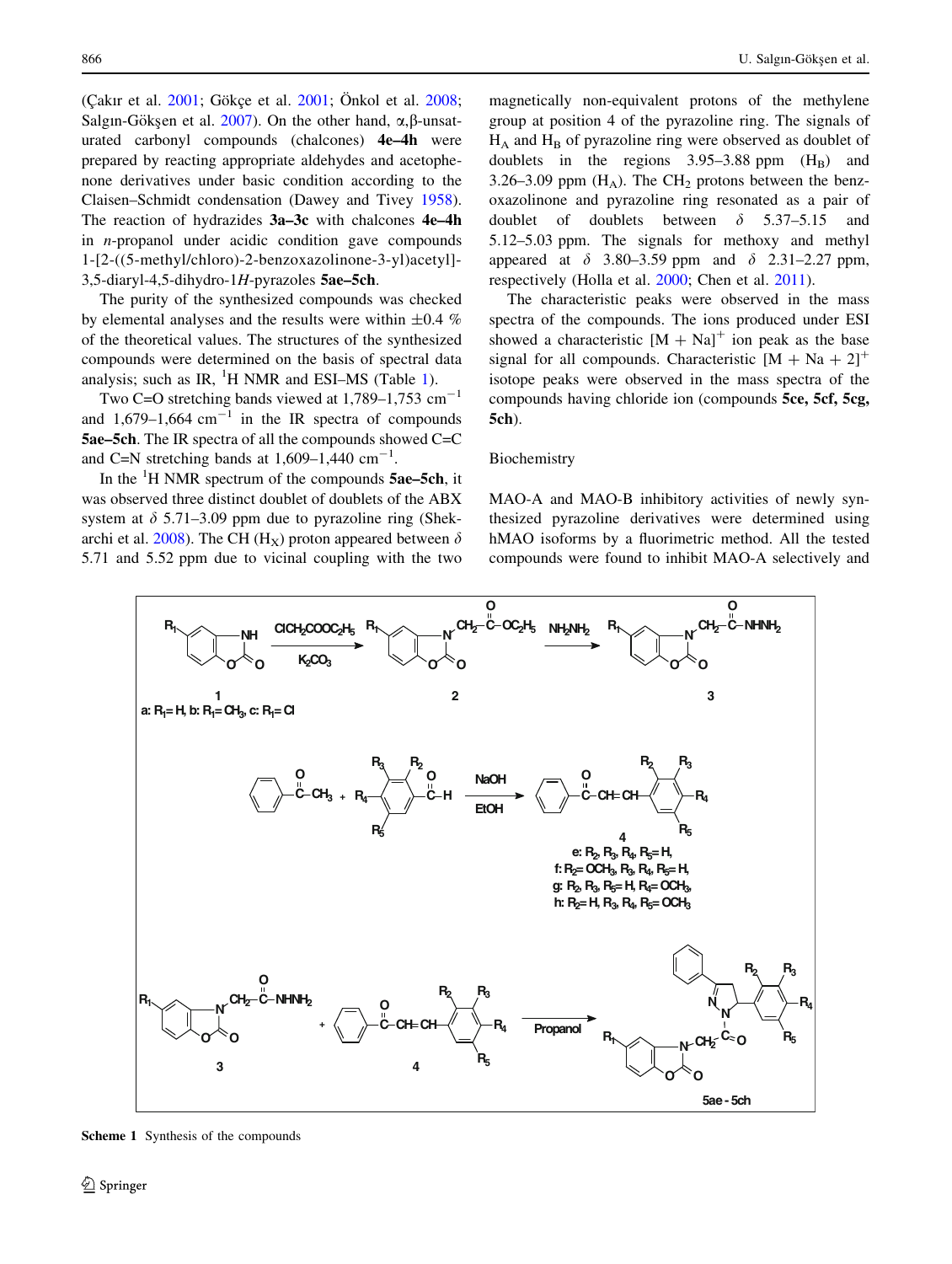(Çakır et al. 2001; Gökçe et al. 2001; Önkol et al. 2008; Salgın-Gökşen et al. 2007). On the other hand, α,β-unsaturated carbonyl compounds (chalcones) **4e–4h** were prepared by reacting appropriate aldehydes and acetophenone derivatives under basic condition according to the Claisen–Schmidt condensation (Dawey and Tivey 1958). The reaction of hydrazides **3a–3c** with chalcones **4e–4h** in *n*-propanol under acidic condition gave compounds 1-[2-((5-methyl/chloro)-2-benzoxazolinone-3-yl)acetyl]-3,5-diaryl-4,5-dihydro-1*H*-pyrazoles **5ae–5ch**.

The purity of the synthesized compounds was checked by elemental analyses and the results were within ±0.4 % of the theoretical values. The structures of the synthesized compounds were determined on the basis of spectral data analysis; such as IR, $^{1}$H NMR and ESI–MS (Table 1).

Two C=O stretching bands viewed at 1,789–1,753 $cm^{-1}$ and 1,679–1,664 $cm^{-1}$ in the IR spectra of compounds **5ae–5ch**. The IR spectra of all the compounds showed C=C and C=N stretching bands at 1,609–1,440 $cm^{-1}$.

In the $^{1}$H NMR spectrum of the compounds **5ae–5ch**, it was observed three distinct doublet of doublets of the ABX system at δ 5.71–3.09 ppm due to pyrazoline ring (Shekarchi et al. 2008). The CH ($H_X$) proton appeared between δ 5.71 and 5.52 ppm due to vicinal coupling with the two magnetically non-equivalent protons of the methylene group at position 4 of the pyrazoline ring. The signals of $H_A$ and $H_B$ of pyrazoline ring were observed as doublet of doublets in the regions 3.95–3.88 ppm ($H_B$) and 3.26–3.09 ppm ($H_A$). The $CH_2$ protons between the benzoxazolinone and pyrazoline ring resonated as a pair of doublet of doublets between δ 5.37–5.15 and 5.12–5.03 ppm. The signals for methoxy and methyl appeared at δ 3.80–3.59 ppm and δ 2.31–2.27 ppm, respectively (Holla et al. 2000; Chen et al. 2011).

The characteristic peaks were observed in the mass spectra of the compounds. The ions produced under ESI showed a characteristic $[M + Na]^{+}$ ion peak as the base signal for all compounds. Characteristic $[M + Na + 2]^{+}$ isotope peaks were observed in the mass spectra of the compounds having chloride ion (compounds **5ce, 5cf, 5cg, 5ch**).

## Biochemistry

MAO-A and MAO-B inhibitory activities of newly synthesized pyrazoline derivatives were determined using hMAO isoforms by a fluorimetric method. All the tested compounds were found to inhibit MAO-A selectively and

**Scheme 1** Synthesis of the compounds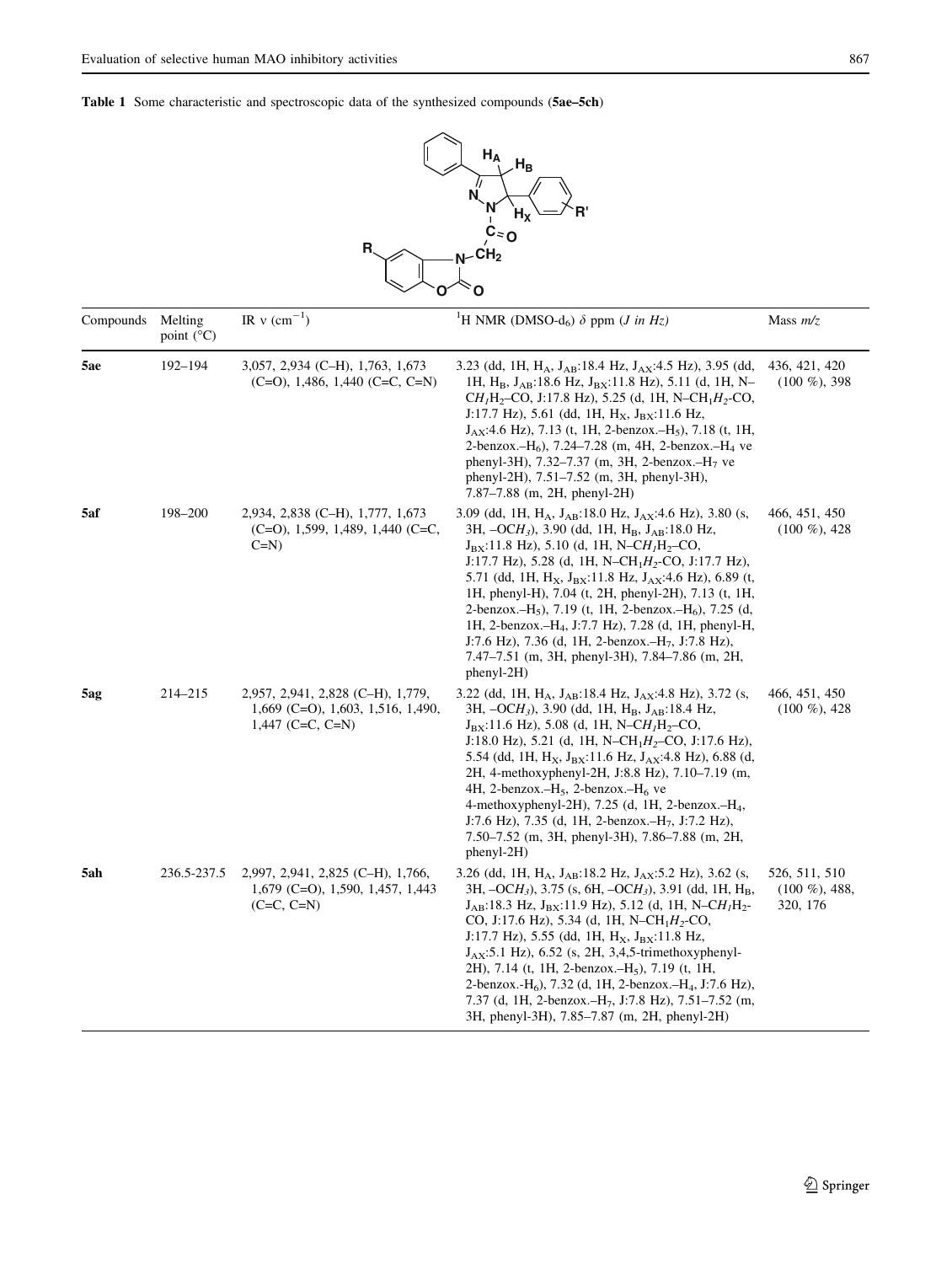**Table 1** Some characteristic and spectroscopic data of the synthesized compounds (**5ae–5ch**)

| Compounds | Melting point (°C) | IR ν (cm$^{-1}$) | $^1$H NMR (DMSO-d$_6$) δ ppm (*J in Hz*) | Mass *m/z* |
|---|---|---|---|---|
| **5ae** | 192–194 | 3,057, 2,934 (C–H), 1,763, 1,673 (C=O), 1,486, 1,440 (C=C, C=N) | 3.23 (dd, 1H, $H_A$, $J_{AB}$:18.4 Hz, $J_{AX}$:4.5 Hz), 3.95 (dd, 1H, $H_B$, $J_{AB}$:18.6 Hz, $J_{BX}$:11.8 Hz), 5.11 (d, 1H, N–$CH_1$$H_2$–CO, J:17.8 Hz), 5.25 (d, 1H, N–$CH_1$$H_2$-CO, J:17.7 Hz), 5.61 (dd, 1H, $H_X$, $J_{BX}$:11.6 Hz, $J_{AX}$:4.6 Hz), 7.13 (t, 1H, 2-benzox.–$H_5$), 7.18 (t, 1H, 2-benzox.–$H_6$), 7.24–7.28 (m, 4H, 2-benzox.–$H_4$ ve phenyl-3H), 7.32–7.37 (m, 3H, 2-benzox.–$H_7$ ve phenyl-2H), 7.51–7.52 (m, 3H, phenyl-3H), 7.87–7.88 (m, 2H, phenyl-2H) | 436, 421, 420 (100 %), 398 |
| **5af** | 198–200 | 2,934, 2,838 (C–H), 1,777, 1,673 (C=O), 1,599, 1,489, 1,440 (C=C, C=N) | 3.09 (dd, 1H, $H_A$, $J_{AB}$:18.0 Hz, $J_{AX}$:4.6 Hz), 3.80 (s, 3H, –O$CH_3$), 3.90 (dd, 1H, $H_B$, $J_{AB}$:18.0 Hz, $J_{BX}$:11.8 Hz), 5.10 (d, 1H, N–$CH_1$$H_2$–CO, J:17.7 Hz), 5.28 (d, 1H, N–$CH_1$$H_2$-CO, J:17.7 Hz), 5.71 (dd, 1H, $H_X$, $J_{BX}$:11.8 Hz, $J_{AX}$:4.6 Hz), 6.89 (t, 1H, phenyl-H), 7.04 (t, 2H, phenyl-2H), 7.13 (t, 1H, 2-benzox.–$H_5$), 7.19 (t, 1H, 2-benzox.–$H_6$), 7.25 (d, 1H, 2-benzox.–$H_4$, J:7.7 Hz), 7.28 (d, 1H, phenyl-H, J:7.6 Hz), 7.36 (d, 1H, 2-benzox.–$H_7$, J:7.8 Hz), 7.47–7.51 (m, 3H, phenyl-3H), 7.84–7.86 (m, 2H, phenyl-2H) | 466, 451, 450 (100 %), 428 |
| **5ag** | 214–215 | 2,957, 2,941, 2,828 (C–H), 1,779, 1,669 (C=O), 1,603, 1,516, 1,490, 1,447 (C=C, C=N) | 3.22 (dd, 1H, $H_A$, $J_{AB}$:18.4 Hz, $J_{AX}$:4.8 Hz), 3.72 (s, 3H, –O$CH_3$), 3.90 (dd, 1H, $H_B$, $J_{AB}$:18.4 Hz, $J_{BX}$:11.6 Hz), 5.08 (d, 1H, N–$CH_1$$H_2$–CO, J:18.0 Hz), 5.21 (d, 1H, N–$CH_1$$H_2$–CO, J:17.6 Hz), 5.54 (dd, 1H, $H_X$, $J_{BX}$:11.6 Hz, $J_{AX}$:4.8 Hz), 6.88 (d, 2H, 4-methoxyphenyl-2H, J:8.8 Hz), 7.10–7.19 (m, 4H, 2-benzox.–$H_5$, 2-benzox.–$H_6$ ve 4-methoxyphenyl-2H), 7.25 (d, 1H, 2-benzox.–$H_4$, J:7.6 Hz), 7.35 (d, 1H, 2-benzox.–$H_7$, J:7.2 Hz), 7.50–7.52 (m, 3H, phenyl-3H), 7.86–7.88 (m, 2H, phenyl-2H) | 466, 451, 450 (100 %), 428 |
| **5ah** | 236.5-237.5 | 2,997, 2,941, 2,825 (C–H), 1,766, 1,679 (C=O), 1,590, 1,457, 1,443 (C=C, C=N) | 3.26 (dd, 1H, $H_A$, $J_{AB}$:18.2 Hz, $J_{AX}$:5.2 Hz), 3.62 (s, 3H, –O$CH_3$), 3.75 (s, 6H, –O$CH_3$), 3.91 (dd, 1H, $H_B$, $J_{AB}$:18.3 Hz, $J_{BX}$:11.9 Hz), 5.12 (d, 1H, N–$CH_1$$H_2$-CO, J:17.6 Hz), 5.34 (d, 1H, N–$CH_1$$H_2$-CO, J:17.7 Hz), 5.55 (dd, 1H, $H_X$, $J_{BX}$:11.8 Hz, $J_{AX}$:5.1 Hz), 6.52 (s, 2H, 3,4,5-trimethoxyphenyl-2H), 7.14 (t, 1H, 2-benzox.–$H_5$), 7.19 (t, 1H, 2-benzox.-$H_6$), 7.32 (d, 1H, 2-benzox.–$H_4$, J:7.6 Hz), 7.37 (d, 1H, 2-benzox.–$H_7$, J:7.8 Hz), 7.51–7.52 (m, 3H, phenyl-3H), 7.85–7.87 (m, 2H, phenyl-2H) | 526, 511, 510 (100 %), 488, 320, 176 |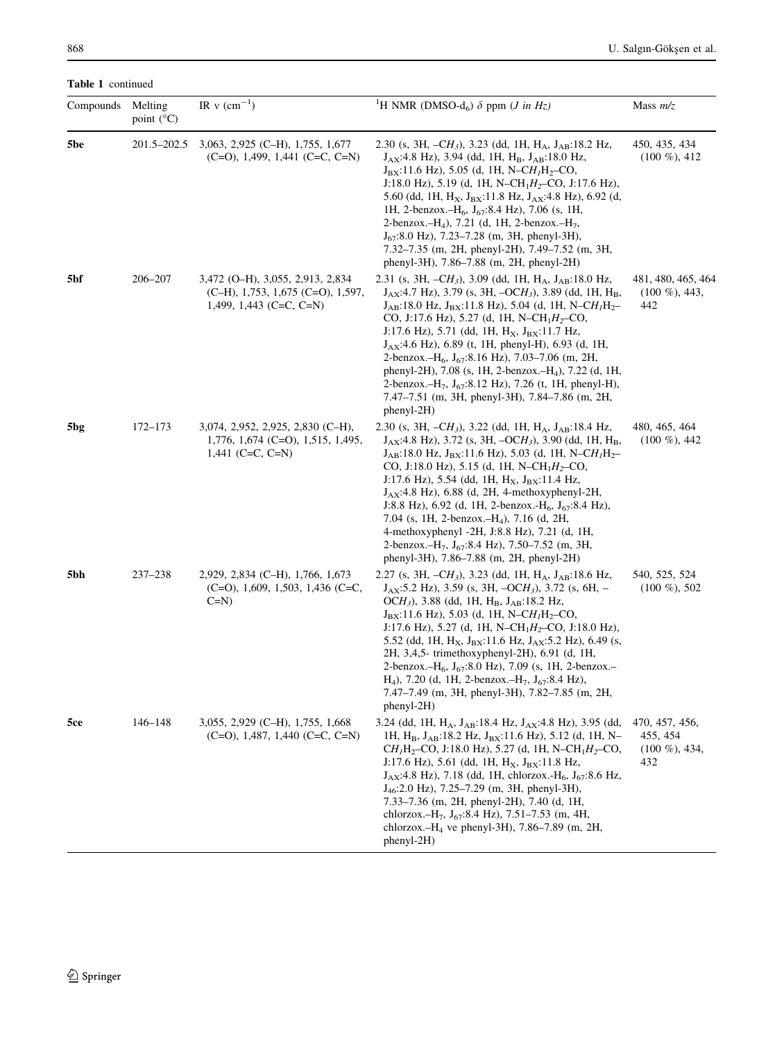**Table 1** continued

| Compounds | Melting point (°C) | IR ν (cm$^{-1}$) | $^{1}$H NMR (DMSO-d$_6$) δ ppm (*J in Hz*) | Mass *m/z* |
|---|---|---|---|---|
| **5be** | 201.5–202.5 | 3,063, 2,925 (C–H), 1,755, 1,677 (C=O), 1,499, 1,441 (C=C, C=N) | 2.30 (s, 3H, –C*H$_3$*), 3.23 (dd, 1H, H$_A$, J$_{AB}$:18.2 Hz, J$_{AX}$:4.8 Hz), 3.94 (dd, 1H, H$_B$, J$_{AB}$:18.0 Hz, J$_{BX}$:11.6 Hz), 5.05 (d, 1H, N–C*H$_1$*H$_2$–CO, J:18.0 Hz), 5.19 (d, 1H, N–CH$_1$*H$_2$*–CO, J:17.6 Hz), 5.60 (dd, 1H, H$_X$, J$_{BX}$:11.8 Hz, J$_{AX}$:4.8 Hz), 6.92 (d, 1H, 2-benzox.–H$_6$, J$_{67}$:8.4 Hz), 7.06 (s, 1H, 2-benzox.–H$_4$), 7.21 (d, 1H, 2-benzox.–H$_7$, J$_{67}$:8.0 Hz), 7.23–7.28 (m, 3H, phenyl-3H), 7.32–7.35 (m, 2H, phenyl-2H), 7.49–7.52 (m, 3H, phenyl-3H), 7.86–7.88 (m, 2H, phenyl-2H) | 450, 435, 434 (100 %), 412 |
| **5bf** | 206–207 | 3,472 (O–H), 3,055, 2,913, 2,834 (C–H), 1,753, 1,675 (C=O), 1,597, 1,499, 1,443 (C=C, C=N) | 2.31 (s, 3H, –C*H$_3$*), 3.09 (dd, 1H, H$_A$, J$_{AB}$:18.0 Hz, J$_{AX}$:4.7 Hz), 3.79 (s, 3H, –OC*H$_3$*), 3.89 (dd, 1H, H$_B$, J$_{AB}$:18.0 Hz, J$_{BX}$:11.8 Hz), 5.04 (d, 1H, N–C*H$_1$*H$_2$–CO, J:17.6 Hz), 5.27 (d, 1H, N–CH$_1$*H$_2$*–CO, J:17.6 Hz), 5.71 (dd, 1H, H$_X$, J$_{BX}$:11.7 Hz, J$_{AX}$:4.6 Hz), 6.89 (t, 1H, phenyl-H), 6.93 (d, 1H, 2-benzox.–H$_6$, J$_{67}$:8.16 Hz), 7.03–7.06 (m, 2H, phenyl-2H), 7.08 (s, 1H, 2-benzox.–H$_4$), 7.22 (d, 1H, 2-benzox.–H$_7$, J$_{67}$:8.12 Hz), 7.26 (t, 1H, phenyl-H), 7.47–7.51 (m, 3H, phenyl-3H), 7.84–7.86 (m, 2H, phenyl-2H) | 481, 480, 465, 464 (100 %), 443, 442 |
| **5bg** | 172–173 | 3,074, 2,952, 2,925, 2,830 (C–H), 1,776, 1,674 (C=O), 1,515, 1,495, 1,441 (C=C, C=N) | 2.30 (s, 3H, –C*H$_3$*), 3.22 (dd, 1H, H$_A$, J$_{AB}$:18.4 Hz, J$_{AX}$:4.8 Hz), 3.72 (s, 3H, –OC*H$_3$*), 3.90 (dd, 1H, H$_B$, J$_{AB}$:18.0 Hz, J$_{BX}$:11.6 Hz), 5.03 (d, 1H, N–C*H$_1$*H$_2$–CO, J:18.0 Hz), 5.15 (d, 1H, N–CH$_1$*H$_2$*–CO, J:17.6 Hz), 5.54 (dd, 1H, H$_X$, J$_{BX}$:11.4 Hz, J$_{AX}$:4.8 Hz), 6.88 (d, 2H, 4-methoxyphenyl-2H, J:8.8 Hz), 6.92 (d, 1H, 2-benzox.-H$_6$, J$_{67}$:8.4 Hz), 7.04 (s, 1H, 2-benzox.–H$_4$), 7.16 (d, 2H, 4-methoxyphenyl -2H, J:8.8 Hz), 7.21 (d, 1H, 2-benzox.–H$_7$, J$_{67}$:8.4 Hz), 7.50–7.52 (m, 3H, phenyl-3H), 7.86–7.88 (m, 2H, phenyl-2H) | 480, 465, 464 (100 %), 442 |
| **5bh** | 237–238 | 2,929, 2,834 (C–H), 1,766, 1,673 (C=O), 1,609, 1,503, 1,436 (C=C, C=N) | 2.27 (s, 3H, –C*H$_3$*), 3.23 (dd, 1H, H$_A$, J$_{AB}$:18.6 Hz, J$_{AX}$:5.2 Hz), 3.59 (s, 3H, –OC*H$_3$*), 3.72 (s, 6H, –OC*H$_3$*), 3.88 (dd, 1H, H$_B$, J$_{AB}$:18.2 Hz, J$_{BX}$:11.6 Hz), 5.03 (d, 1H, N–C*H$_1$*H$_2$–CO, J:17.6 Hz), 5.27 (d, 1H, N–CH$_1$*H$_2$*–CO, J:18.0 Hz), 5.52 (dd, 1H, H$_X$, J$_{BX}$:11.6 Hz, J$_{AX}$:5.2 Hz), 6.49 (s, 2H, 3,4,5- trimethoxyphenyl-2H), 6.91 (d, 1H, 2-benzox.–H$_6$, J$_{67}$:8.0 Hz), 7.09 (s, 1H, 2-benzox.–H$_4$), 7.20 (d, 1H, 2-benzox.–H$_7$, J$_{67}$:8.4 Hz), 7.47–7.49 (m, 3H, phenyl-3H), 7.82–7.85 (m, 2H, phenyl-2H) | 540, 525, 524 (100 %), 502 |
| **5ce** | 146–148 | 3,055, 2,929 (C–H), 1,755, 1,668 (C=O), 1,487, 1,440 (C=C, C=N) | 3.24 (dd, 1H, H$_A$, J$_{AB}$:18.4 Hz, J$_{AX}$:4.8 Hz), 3.95 (dd, 1H, H$_B$, J$_{AB}$:18.2 Hz, J$_{BX}$:11.6 Hz), 5.12 (d, 1H, N–C*H$_1$*H$_2$–CO, J:18.0 Hz), 5.27 (d, 1H, N–CH$_1$*H$_2$*–CO, J:17.6 Hz), 5.61 (dd, 1H, H$_X$, J$_{BX}$:11.8 Hz, J$_{AX}$:4.8 Hz), 7.18 (dd, 1H, chlorzox.-H$_6$, J$_{67}$:8.6 Hz, J$_{46}$:2.0 Hz), 7.25–7.29 (m, 3H, phenyl-3H), 7.33–7.36 (m, 2H, phenyl-2H), 7.40 (d, 1H, chlorzox.–H$_7$, J$_{67}$:8.4 Hz), 7.51–7.53 (m, 4H, chlorzox.–H$_4$ ve phenyl-3H), 7.86–7.89 (m, 2H, phenyl-2H) | 470, 457, 456, 455, 454 (100 %), 434, 432 |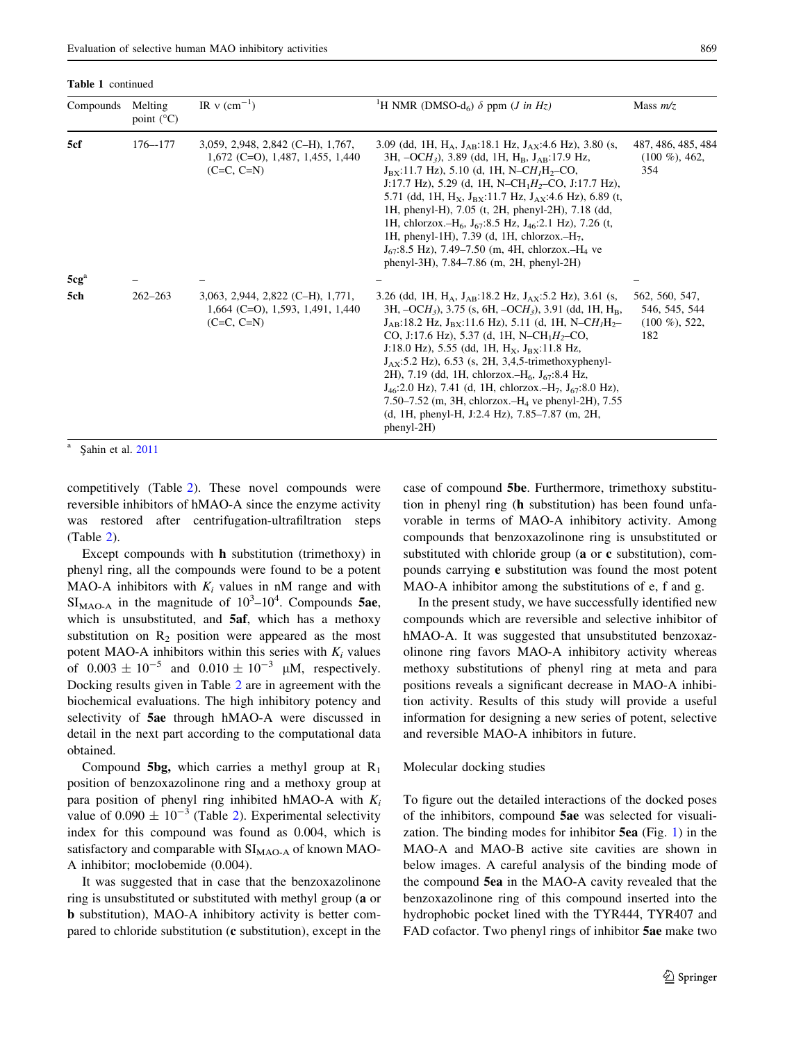**Table 1** continued

| Compounds | Melting point (°C) | IR ν ($cm^{-1}$) | $^{1}H$ NMR (DMSO-$d_6$) δ ppm (*J in Hz*) | Mass *m/z* |
|---|---|---|---|---|
| **5cf** | 176––177 | 3,059, 2,948, 2,842 (C–H), 1,767, 1,672 (C=O), 1,487, 1,455, 1,440 (C=C, C=N) | 3.09 (dd, 1H, $H_A$, $J_{AB}$:18.1 Hz, $J_{AX}$:4.6 Hz), 3.80 (s, 3H, –O$CH_3$), 3.89 (dd, 1H, $H_B$, $J_{AB}$:17.9 Hz, $J_{BX}$:11.7 Hz), 5.10 (d, 1H, N–$CH_1H_2$–CO, J:17.7 Hz), 5.29 (d, 1H, N–$CH_1H_2$–CO, J:17.7 Hz), 5.71 (dd, 1H, $H_X$, $J_{BX}$:11.7 Hz, $J_{AX}$:4.6 Hz), 6.89 (t, 1H, phenyl-H), 7.05 (t, 2H, phenyl-2H), 7.18 (dd, 1H, chlorzox.–$H_6$, $J_{67}$:8.5 Hz, $J_{46}$:2.1 Hz), 7.26 (t, 1H, phenyl-1H), 7.39 (d, 1H, chlorzox.–$H_7$, $J_{67}$:8.5 Hz), 7.49–7.50 (m, 4H, chlorzox.–$H_4$ ve phenyl-3H), 7.84–7.86 (m, 2H, phenyl-2H) | 487, 486, 485, 484 (100 %), 462, 354 |
| **5cg**[a] | – | – | – | – |
| **5ch** | 262–263 | 3,063, 2,944, 2,822 (C–H), 1,771, 1,664 (C=O), 1,593, 1,491, 1,440 (C=C, C=N) | 3.26 (dd, 1H, $H_A$, $J_{AB}$:18.2 Hz, $J_{AX}$:5.2 Hz), 3.61 (s, 3H, –O$CH_3$), 3.75 (s, 6H, –O$CH_3$), 3.91 (dd, 1H, $H_B$, $J_{AB}$:18.2 Hz, $J_{BX}$:11.6 Hz), 5.11 (d, 1H, N–$CH_1H_2$–CO, J:17.6 Hz), 5.37 (d, 1H, N–$CH_1H_2$–CO, J:18.0 Hz), 5.55 (dd, 1H, $H_X$, $J_{BX}$:11.8 Hz, $J_{AX}$:5.2 Hz), 6.53 (s, 2H, 3,4,5-trimethoxyphenyl-2H), 7.19 (dd, 1H, chlorzox.–$H_6$, $J_{67}$:8.4 Hz, $J_{46}$:2.0 Hz), 7.41 (d, 1H, chlorzox.–$H_7$, $J_{67}$:8.0 Hz), 7.50–7.52 (m, 3H, chlorzox.–$H_4$ ve phenyl-2H), 7.55 (d, 1H, phenyl-H, J:2.4 Hz), 7.85–7.87 (m, 2H, phenyl-2H) | 562, 560, 547, 546, 545, 544 (100 %), 522, 182 |

[a] Şahin et al. 2011

competitively (Table 2). These novel compounds were reversible inhibitors of hMAO-A since the enzyme activity was restored after centrifugation-ultrafiltration steps (Table 2).

Except compounds with **h** substitution (trimethoxy) in phenyl ring, all the compounds were found to be a potent MAO-A inhibitors with $K_i$ values in nM range and with $SI_{MAO-A}$ in the magnitude of $10^3$–$10^4$. Compounds **5ae**, which is unsubstituted, and **5af**, which has a methoxy substitution on $R_2$ position were appeared as the most potent MAO-A inhibitors within this series with $K_i$ values of $0.003 \pm 10^{-5}$ and $0.010 \pm 10^{-3}$ μM, respectively. Docking results given in Table 2 are in agreement with the biochemical evaluations. The high inhibitory potency and selectivity of **5ae** through hMAO-A were discussed in detail in the next part according to the computational data obtained.

Compound **5bg,** which carries a methyl group at $R_1$ position of benzoxazolinone ring and a methoxy group at para position of phenyl ring inhibited hMAO-A with $K_i$ value of $0.090 \pm 10^{-3}$ (Table 2). Experimental selectivity index for this compound was found as 0.004, which is satisfactory and comparable with $SI_{MAO-A}$ of known MAO-A inhibitor; moclobemide (0.004).

It was suggested that in case that the benzoxazolinone ring is unsubstituted or substituted with methyl group (**a** or **b** substitution), MAO-A inhibitory activity is better compared to chloride substitution (**c** substitution), except in the case of compound **5be**. Furthermore, trimethoxy substitution in phenyl ring (**h** substitution) has been found unfavorable in terms of MAO-A inhibitory activity. Among compounds that benzoxazolinone ring is unsubstituted or substituted with chloride group (**a** or **c** substitution), compounds carrying **e** substitution was found the most potent MAO-A inhibitor among the substitutions of e, f and g.

In the present study, we have successfully identified new compounds which are reversible and selective inhibitor of hMAO-A. It was suggested that unsubstituted benzoxazolinone ring favors MAO-A inhibitory activity whereas methoxy substitutions of phenyl ring at meta and para positions reveals a significant decrease in MAO-A inhibition activity. Results of this study will provide a useful information for designing a new series of potent, selective and reversible MAO-A inhibitors in future.

## Molecular docking studies

To figure out the detailed interactions of the docked poses of the inhibitors, compound **5ae** was selected for visualization. The binding modes for inhibitor **5ea** (Fig. 1) in the MAO-A and MAO-B active site cavities are shown in below images. A careful analysis of the binding mode of the compound **5ea** in the MAO-A cavity revealed that the benzoxazolinone ring of this compound inserted into the hydrophobic pocket lined with the TYR444, TYR407 and FAD cofactor. Two phenyl rings of inhibitor **5ae** make two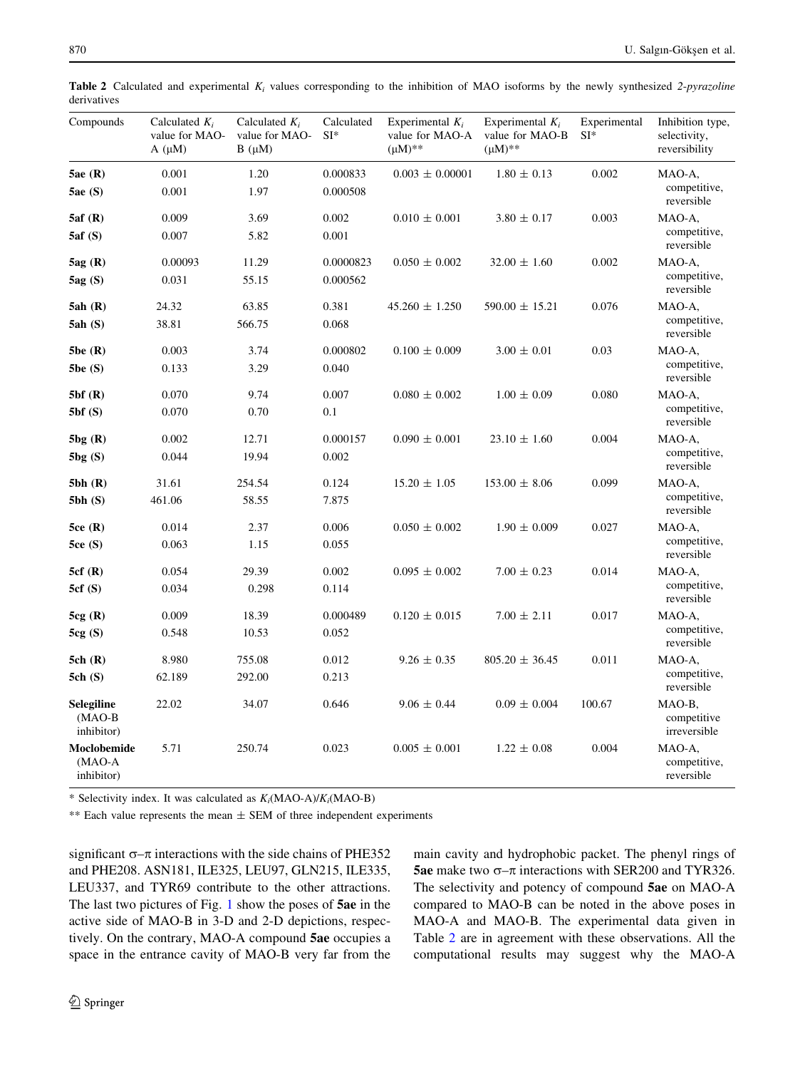**Table 2** Calculated and experimental $K_i$ values corresponding to the inhibition of MAO isoforms by the newly synthesized *2-pyrazoline* derivatives

| Compounds | Calculated $K_i$ value for MAO-A (μM) | Calculated $K_i$ value for MAO-B (μM) | Calculated SI* | Experimental $K_i$ value for MAO-A (μM)** | Experimental $K_i$ value for MAO-B (μM)** | Experimental SI* | Inhibition type, selectivity, reversibility |
|---|---|---|---|---|---|---|---|
| **5ae (R)** | 0.001 | 1.20 | 0.000833 | 0.003 ± 0.00001 | 1.80 ± 0.13 | 0.002 | MAO-A, competitive, reversible |
| **5ae (S)** | 0.001 | 1.97 | 0.000508 | | | | |
| **5af (R)** | 0.009 | 3.69 | 0.002 | 0.010 ± 0.001 | 3.80 ± 0.17 | 0.003 | MAO-A, competitive, reversible |
| **5af (S)** | 0.007 | 5.82 | 0.001 | | | | |
| **5ag (R)** | 0.00093 | 11.29 | 0.0000823 | 0.050 ± 0.002 | 32.00 ± 1.60 | 0.002 | MAO-A, competitive, reversible |
| **5ag (S)** | 0.031 | 55.15 | 0.000562 | | | | |
| **5ah (R)** | 24.32 | 63.85 | 0.381 | 45.260 ± 1.250 | 590.00 ± 15.21 | 0.076 | MAO-A, competitive, reversible |
| **5ah (S)** | 38.81 | 566.75 | 0.068 | | | | |
| **5be (R)** | 0.003 | 3.74 | 0.000802 | 0.100 ± 0.009 | 3.00 ± 0.01 | 0.03 | MAO-A, competitive, reversible |
| **5be (S)** | 0.133 | 3.29 | 0.040 | | | | |
| **5bf (R)** | 0.070 | 9.74 | 0.007 | 0.080 ± 0.002 | 1.00 ± 0.09 | 0.080 | MAO-A, competitive, reversible |
| **5bf (S)** | 0.070 | 0.70 | 0.1 | | | | |
| **5bg (R)** | 0.002 | 12.71 | 0.000157 | 0.090 ± 0.001 | 23.10 ± 1.60 | 0.004 | MAO-A, competitive, reversible |
| **5bg (S)** | 0.044 | 19.94 | 0.002 | | | | |
| **5bh (R)** | 31.61 | 254.54 | 0.124 | 15.20 ± 1.05 | 153.00 ± 8.06 | 0.099 | MAO-A, competitive, reversible |
| **5bh (S)** | 461.06 | 58.55 | 7.875 | | | | |
| **5ce (R)** | 0.014 | 2.37 | 0.006 | 0.050 ± 0.002 | 1.90 ± 0.009 | 0.027 | MAO-A, competitive, reversible |
| **5ce (S)** | 0.063 | 1.15 | 0.055 | | | | |
| **5cf (R)** | 0.054 | 29.39 | 0.002 | 0.095 ± 0.002 | 7.00 ± 0.23 | 0.014 | MAO-A, competitive, reversible |
| **5cf (S)** | 0.034 | 0.298 | 0.114 | | | | |
| **5cg (R)** | 0.009 | 18.39 | 0.000489 | 0.120 ± 0.015 | 7.00 ± 2.11 | 0.017 | MAO-A, competitive, reversible |
| **5cg (S)** | 0.548 | 10.53 | 0.052 | | | | |
| **5ch (R)** | 8.980 | 755.08 | 0.012 | 9.26 ± 0.35 | 805.20 ± 36.45 | 0.011 | MAO-A, competitive, reversible |
| **5ch (S)** | 62.189 | 292.00 | 0.213 | | | | |
| **Selegiline** (MAO-B inhibitor) | 22.02 | 34.07 | 0.646 | 9.06 ± 0.44 | 0.09 ± 0.004 | 100.67 | MAO-B, competitive irreversible |
| **Moclobemide** (MAO-A inhibitor) | 5.71 | 250.74 | 0.023 | 0.005 ± 0.001 | 1.22 ± 0.08 | 0.004 | MAO-A, competitive, reversible |

* Selectivity index. It was calculated as $K_i$(MAO-A)/$K_i$(MAO-B)

** Each value represents the mean ± SEM of three independent experiments

significant σ–π interactions with the side chains of PHE352 and PHE208. ASN181, ILE325, LEU97, GLN215, ILE335, LEU337, and TYR69 contribute to the other attractions. The last two pictures of Fig. 1 show the poses of **5ae** in the active side of MAO-B in 3-D and 2-D depictions, respectively. On the contrary, MAO-A compound **5ae** occupies a space in the entrance cavity of MAO-B very far from the main cavity and hydrophobic packet. The phenyl rings of **5ae** make two σ–π interactions with SER200 and TYR326. The selectivity and potency of compound **5ae** on MAO-A compared to MAO-B can be noted in the above poses in MAO-A and MAO-B. The experimental data given in Table 2 are in agreement with these observations. All the computational results may suggest why the MAO-A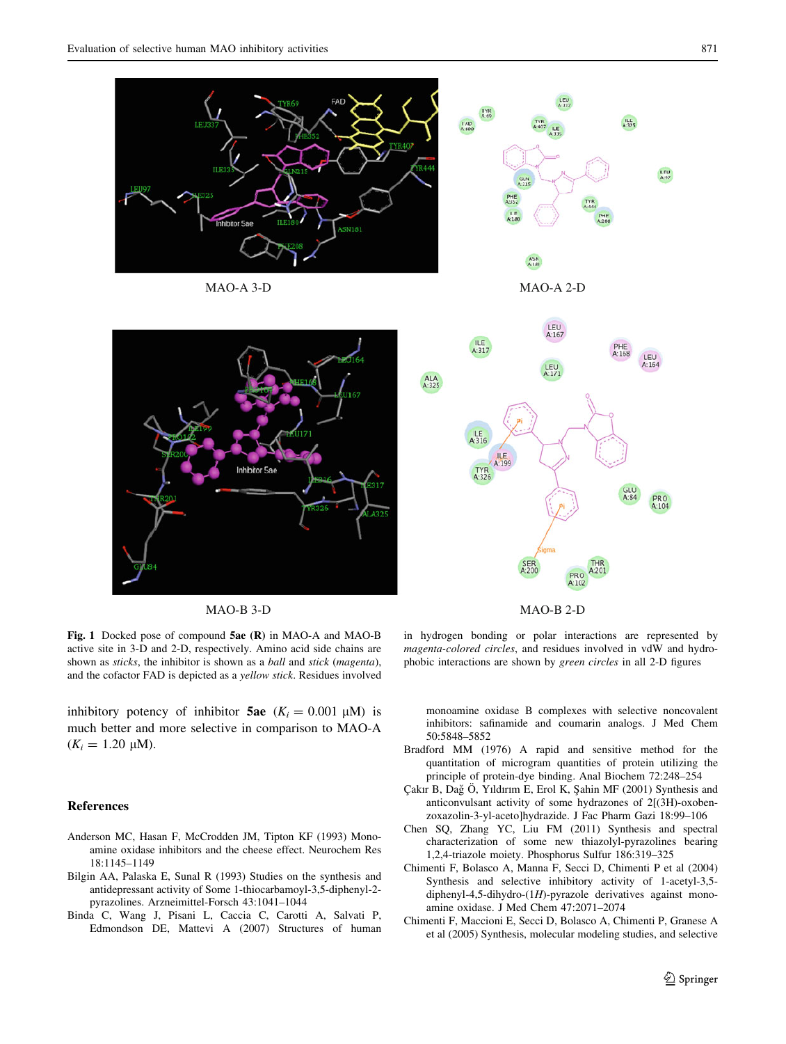MAO-A 3-D

MAO-A 2-D

MAO-B 3-D

MAO-B 2-D

**Fig. 1** Docked pose of compound **5ae** **(R)** in MAO-A and MAO-B active site in 3-D and 2-D, respectively. Amino acid side chains are shown as *sticks*, the inhibitor is shown as a *ball* and *stick* (*magenta*), and the cofactor FAD is depicted as a *yellow stick*. Residues involved in hydrogen bonding or polar interactions are represented by *magenta-colored circles*, and residues involved in vdW and hydrophobic interactions are shown by *green circles* in all 2-D figures

inhibitory potency of inhibitor **5ae** ($K_i = 0.001$ μM) is much better and more selective in comparison to MAO-A ($K_i = 1.20$ μM).

## References

Anderson MC, Hasan F, McCrodden JM, Tipton KF (1993) Monoamine oxidase inhibitors and the cheese effect. Neurochem Res 18:1145–1149

Bilgin AA, Palaska E, Sunal R (1993) Studies on the synthesis and antidepressant activity of Some 1-thiocarbamoyl-3,5-diphenyl-2-pyrazolines. Arzneimittel-Forsch 43:1041–1044

Binda C, Wang J, Pisani L, Caccia C, Carotti A, Salvati P, Edmondson DE, Mattevi A (2007) Structures of human monoamine oxidase B complexes with selective noncovalent inhibitors: safinamide and coumarin analogs. J Med Chem 50:5848–5852

Bradford MM (1976) A rapid and sensitive method for the quantitation of microgram quantities of protein utilizing the principle of protein-dye binding. Anal Biochem 72:248–254

Çakır B, Dağ Ö, Yıldırım E, Erol K, Şahin MF (2001) Synthesis and anticonvulsant activity of some hydrazones of 2[(3H)-oxobenzoxazolin-3-yl-aceto]hydrazide. J Fac Pharm Gazi 18:99–106

Chen SQ, Zhang YC, Liu FM (2011) Synthesis and spectral characterization of some new thiazolyl-pyrazolines bearing 1,2,4-triazole moiety. Phosphorus Sulfur 186:319–325

Chimenti F, Bolasco A, Manna F, Secci D, Chimenti P et al (2004) Synthesis and selective inhibitory activity of 1-acetyl-3,5-diphenyl-4,5-dihydro-(1*H*)-pyrazole derivatives against monoamine oxidase. J Med Chem 47:2071–2074

Chimenti F, Maccioni E, Secci D, Bolasco A, Chimenti P, Granese A et al (2005) Synthesis, molecular modeling studies, and selective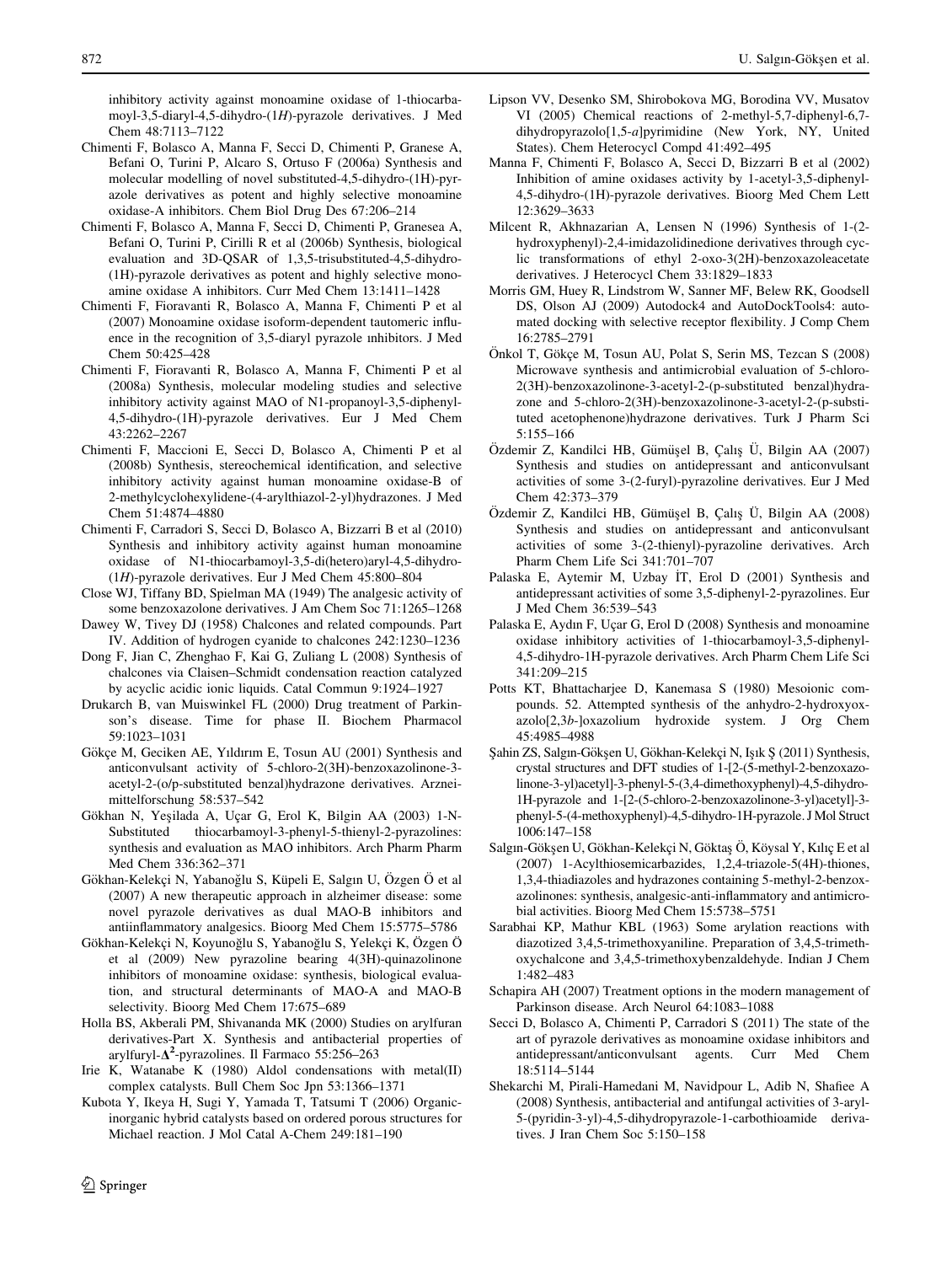inhibitory activity against monoamine oxidase of 1-thiocarbamoyl-3,5-diaryl-4,5-dihydro-(1*H*)-pyrazole derivatives. J Med Chem 48:7113–7122

Chimenti F, Bolasco A, Manna F, Secci D, Chimenti P, Granese A, Befani O, Turini P, Alcaro S, Ortuso F (2006a) Synthesis and molecular modelling of novel substituted-4,5-dihydro-(1H)-pyrazole derivatives as potent and highly selective monoamine oxidase-A inhibitors. Chem Biol Drug Des 67:206–214

Chimenti F, Bolasco A, Manna F, Secci D, Chimenti P, Granesea A, Befani O, Turini P, Cirilli R et al (2006b) Synthesis, biological evaluation and 3D-QSAR of 1,3,5-trisubstituted-4,5-dihydro-(1H)-pyrazole derivatives as potent and highly selective monoamine oxidase A inhibitors. Curr Med Chem 13:1411–1428

Chimenti F, Fioravanti R, Bolasco A, Manna F, Chimenti P et al (2007) Monoamine oxidase isoform-dependent tautomeric influence in the recognition of 3,5-diaryl pyrazole ınhibitors. J Med Chem 50:425–428

Chimenti F, Fioravanti R, Bolasco A, Manna F, Chimenti P et al (2008a) Synthesis, molecular modeling studies and selective inhibitory activity against MAO of N1-propanoyl-3,5-diphenyl-4,5-dihydro-(1H)-pyrazole derivatives. Eur J Med Chem 43:2262–2267

Chimenti F, Maccioni E, Secci D, Bolasco A, Chimenti P et al (2008b) Synthesis, stereochemical identification, and selective inhibitory activity against human monoamine oxidase-B of 2-methylcyclohexylidene-(4-arylthiazol-2-yl)hydrazones. J Med Chem 51:4874–4880

Chimenti F, Carradori S, Secci D, Bolasco A, Bizzarri B et al (2010) Synthesis and inhibitory activity against human monoamine oxidase of N1-thiocarbamoyl-3,5-di(hetero)aryl-4,5-dihydro-(1*H*)-pyrazole derivatives. Eur J Med Chem 45:800–804

Close WJ, Tiffany BD, Spielman MA (1949) The analgesic activity of some benzoxazolone derivatives. J Am Chem Soc 71:1265–1268

Dawey W, Tivey DJ (1958) Chalcones and related compounds. Part IV. Addition of hydrogen cyanide to chalcones 242:1230–1236

Dong F, Jian C, Zhenghao F, Kai G, Zuliang L (2008) Synthesis of chalcones via Claisen–Schmidt condensation reaction catalyzed by acyclic acidic ionic liquids. Catal Commun 9:1924–1927

Drukarch B, van Muiswinkel FL (2000) Drug treatment of Parkinson's disease. Time for phase II. Biochem Pharmacol 59:1023–1031

Gökçe M, Geciken AE, Yıldırım E, Tosun AU (2001) Synthesis and anticonvulsant activity of 5-chloro-2(3H)-benzoxazolinone-3-acetyl-2-(o/p-substituted benzal)hydrazone derivatives. Arzneimittelforschung 58:537–542

Gökhan N, Yeşilada A, Uçar G, Erol K, Bilgin AA (2003) 1-N-Substituted thiocarbamoyl-3-phenyl-5-thienyl-2-pyrazolines: synthesis and evaluation as MAO inhibitors. Arch Pharm Pharm Med Chem 336:362–371

Gökhan-Kelekçi N, Yabanoğlu S, Küpeli E, Salgın U, Özgen Ö et al (2007) A new therapeutic approach in alzheimer disease: some novel pyrazole derivatives as dual MAO-B inhibitors and antiinflammatory analgesics. Bioorg Med Chem 15:5775–5786

Gökhan-Kelekçi N, Koyunoğlu S, Yabanoğlu S, Yelekçi K, Özgen Ö et al (2009) New pyrazoline bearing 4(3H)-quinazolinone inhibitors of monoamine oxidase: synthesis, biological evaluation, and structural determinants of MAO-A and MAO-B selectivity. Bioorg Med Chem 17:675–689

Holla BS, Akberali PM, Shivananda MK (2000) Studies on arylfuran derivatives-Part X. Synthesis and antibacterial properties of arylfuryl-$\Delta^2$-pyrazolines. Il Farmaco 55:256–263

Irie K, Watanabe K (1980) Aldol condensations with metal(II) complex catalysts. Bull Chem Soc Jpn 53:1366–1371

Kubota Y, Ikeya H, Sugi Y, Yamada T, Tatsumi T (2006) Organic-inorganic hybrid catalysts based on ordered porous structures for Michael reaction. J Mol Catal A-Chem 249:181–190

Lipson VV, Desenko SM, Shirobokova MG, Borodina VV, Musatov VI (2005) Chemical reactions of 2-methyl-5,7-diphenyl-6,7-dihydropyrazolo[1,5-*a*]pyrimidine (New York, NY, United States). Chem Heterocycl Compd 41:492–495

Manna F, Chimenti F, Bolasco A, Secci D, Bizzarri B et al (2002) Inhibition of amine oxidases activity by 1-acetyl-3,5-diphenyl-4,5-dihydro-(1H)-pyrazole derivatives. Bioorg Med Chem Lett 12:3629–3633

Milcent R, Akhnazarian A, Lensen N (1996) Synthesis of 1-(2-hydroxyphenyl)-2,4-imidazolidinedione derivatives through cyclic transformations of ethyl 2-oxo-3(2H)-benzoxazoleacetate derivatives. J Heterocycl Chem 33:1829–1833

Morris GM, Huey R, Lindstrom W, Sanner MF, Belew RK, Goodsell DS, Olson AJ (2009) Autodock4 and AutoDockTools4: automated docking with selective receptor flexibility. J Comp Chem 16:2785–2791

Önkol T, Gökçe M, Tosun AU, Polat S, Serin MS, Tezcan S (2008) Microwave synthesis and antimicrobial evaluation of 5-chloro-2(3H)-benzoxazolinone-3-acetyl-2-(p-substituted benzal)hydrazone and 5-chloro-2(3H)-benzoxazolinone-3-acetyl-2-(p-substituted acetophenone)hydrazone derivatives. Turk J Pharm Sci 5:155–166

Özdemir Z, Kandilci HB, Gümüşel B, Çalış Ü, Bilgin AA (2007) Synthesis and studies on antidepressant and anticonvulsant activities of some 3-(2-furyl)-pyrazoline derivatives. Eur J Med Chem 42:373–379

Özdemir Z, Kandilci HB, Gümüşel B, Çalış Ü, Bilgin AA (2008) Synthesis and studies on antidepressant and anticonvulsant activities of some 3-(2-thienyl)-pyrazoline derivatives. Arch Pharm Chem Life Sci 341:701–707

Palaska E, Aytemir M, Uzbay İT, Erol D (2001) Synthesis and antidepressant activities of some 3,5-diphenyl-2-pyrazolines. Eur J Med Chem 36:539–543

Palaska E, Aydın F, Uçar G, Erol D (2008) Synthesis and monoamine oxidase inhibitory activities of 1-thiocarbamoyl-3,5-diphenyl-4,5-dihydro-1H-pyrazole derivatives. Arch Pharm Chem Life Sci 341:209–215

Potts KT, Bhattacharjee D, Kanemasa S (1980) Mesoionic compounds. 52. Attempted synthesis of the anhydro-2-hydroxyoxazolo[2,3*b*-]oxazolium hydroxide system. J Org Chem 45:4985–4988

Şahin ZS, Salgın-Gökşen U, Gökhan-Kelekçi N, Işık Ş (2011) Synthesis, crystal structures and DFT studies of 1-[2-(5-methyl-2-benzoxazolinone-3-yl)acetyl]-3-phenyl-5-(3,4-dimethoxyphenyl)-4,5-dihydro-1H-pyrazole and 1-[2-(5-chloro-2-benzoxazolinone-3-yl)acetyl]-3-phenyl-5-(4-methoxyphenyl)-4,5-dihydro-1H-pyrazole. J Mol Struct 1006:147–158

Salgın-Gökşen U, Gökhan-Kelekçi N, Göktaş Ö, Köysal Y, Kılıç E et al (2007) 1-Acylthiosemicarbazides, 1,2,4-triazole-5(4H)-thiones, 1,3,4-thiadiazoles and hydrazones containing 5-methyl-2-benzoxazolinones: synthesis, analgesic-anti-inflammatory and antimicrobial activities. Bioorg Med Chem 15:5738–5751

Sarabhai KP, Mathur KBL (1963) Some arylation reactions with diazotized 3,4,5-trimethoxyaniline. Preparation of 3,4,5-trimethoxychalcone and 3,4,5-trimethoxybenzaldehyde. Indian J Chem 1:482–483

Schapira AH (2007) Treatment options in the modern management of Parkinson disease. Arch Neurol 64:1083–1088

Secci D, Bolasco A, Chimenti P, Carradori S (2011) The state of the art of pyrazole derivatives as monoamine oxidase inhibitors and antidepressant/anticonvulsant agents. Curr Med Chem 18:5114–5144

Shekarchi M, Pirali-Hamedani M, Navidpour L, Adib N, Shafiee A (2008) Synthesis, antibacterial and antifungal activities of 3-aryl-5-(pyridin-3-yl)-4,5-dihydropyrazole-1-carbothioamide derivatives. J Iran Chem Soc 5:150–158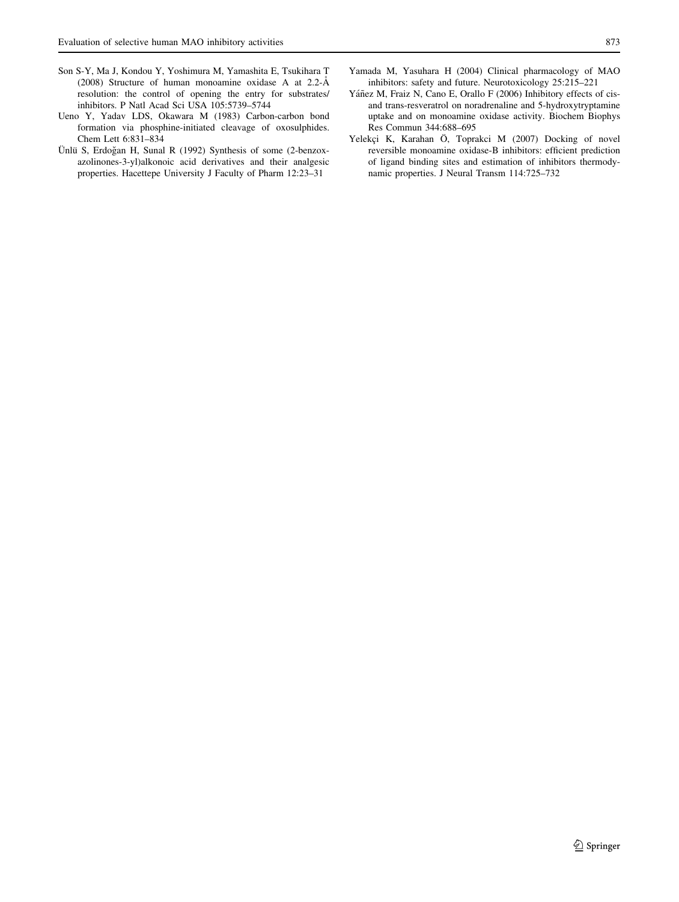Son S-Y, Ma J, Kondou Y, Yoshimura M, Yamashita E, Tsukihara T (2008) Structure of human monoamine oxidase A at 2.2-Å resolution: the control of opening the entry for substrates/inhibitors. P Natl Acad Sci USA 105:5739–5744

Ueno Y, Yadav LDS, Okawara M (1983) Carbon-carbon bond formation via phosphine-initiated cleavage of oxosulphides. Chem Lett 6:831–834

Ünlü S, Erdoğan H, Sunal R (1992) Synthesis of some (2-benzoxazolinones-3-yl)alkonoic acid derivatives and their analgesic properties. Hacettepe University J Faculty of Pharm 12:23–31

Yamada M, Yasuhara H (2004) Clinical pharmacology of MAO inhibitors: safety and future. Neurotoxicology 25:215–221

Yáñez M, Fraiz N, Cano E, Orallo F (2006) Inhibitory effects of cis- and trans-resveratrol on noradrenaline and 5-hydroxytryptamine uptake and on monoamine oxidase activity. Biochem Biophys Res Commun 344:688–695

Yelekçi K, Karahan Ö, Toprakci M (2007) Docking of novel reversible monoamine oxidase-B inhibitors: efficient prediction of ligand binding sites and estimation of inhibitors thermodynamic properties. J Neural Transm 114:725–732